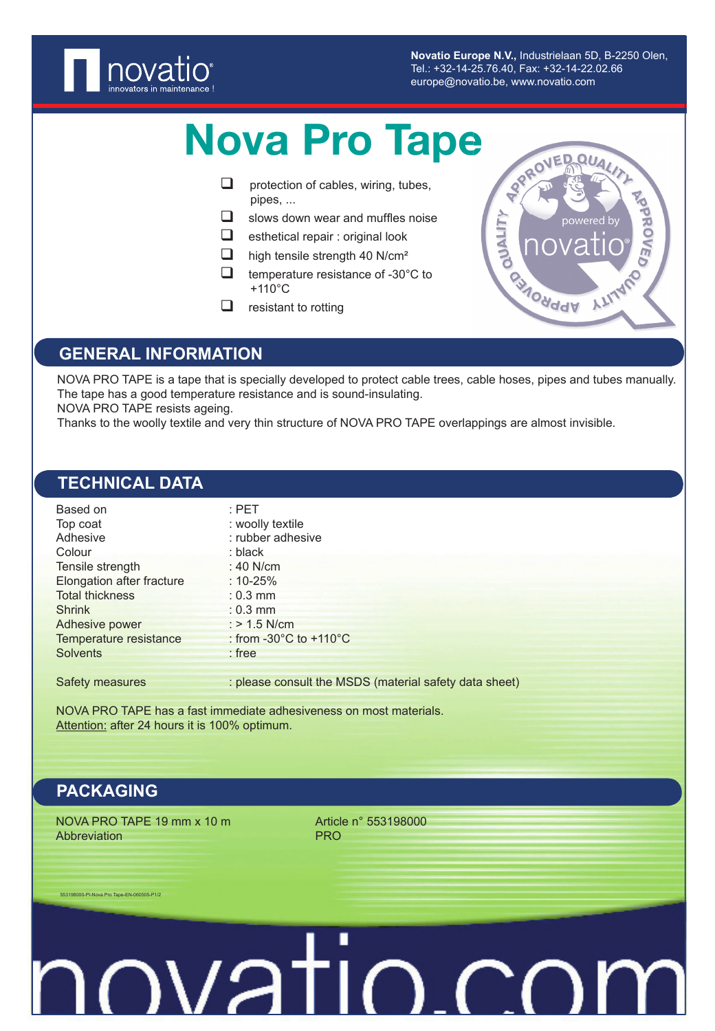**Novatio Europe N.V.,** Industrielaan 5D, B-2250 Olen,
Tel.: +32-14-25.76.40, Fax: +32-14-22.02.66
europe@novatio.be, www.novatio.com

# Nova Pro Tape

- protection of cables, wiring, tubes, pipes, ...
- slows down wear and muffles noise
- esthetical repair : original look
- high tensile strength 40 N/cm²
- temperature resistance of -30°C to +110°C
- resistant to rotting

## GENERAL INFORMATION

NOVA PRO TAPE is a tape that is specially developed to protect cable trees, cable hoses, pipes and tubes manually. The tape has a good temperature resistance and is sound-insulating.
NOVA PRO TAPE resists ageing.
Thanks to the woolly textile and very thin structure of NOVA PRO TAPE overlappings are almost invisible.

## TECHNICAL DATA

| | |
|---|---|
| Based on | : PET |
| Top coat | : woolly textile |
| Adhesive | : rubber adhesive |
| Colour | : black |
| Tensile strength | : 40 N/cm |
| Elongation after fracture | : 10-25% |
| Total thickness | : 0.3 mm |
| Shrink | : 0.3 mm |
| Adhesive power | : > 1.5 N/cm |
| Temperature resistance | : from -30°C to +110°C |
| Solvents | : free |
| Safety measures | : please consult the MSDS (material safety data sheet) |

NOVA PRO TAPE has a fast immediate adhesiveness on most materials.
Attention: after 24 hours it is 100% optimum.

## PACKAGING

| | |
|---|---|
| NOVA PRO TAPE 19 mm x 10 m | Article n° 553198000 |
| Abbreviation | PRO |

553198000-PI-Nova Pro Tape-EN-060505-P1/2

novatio.com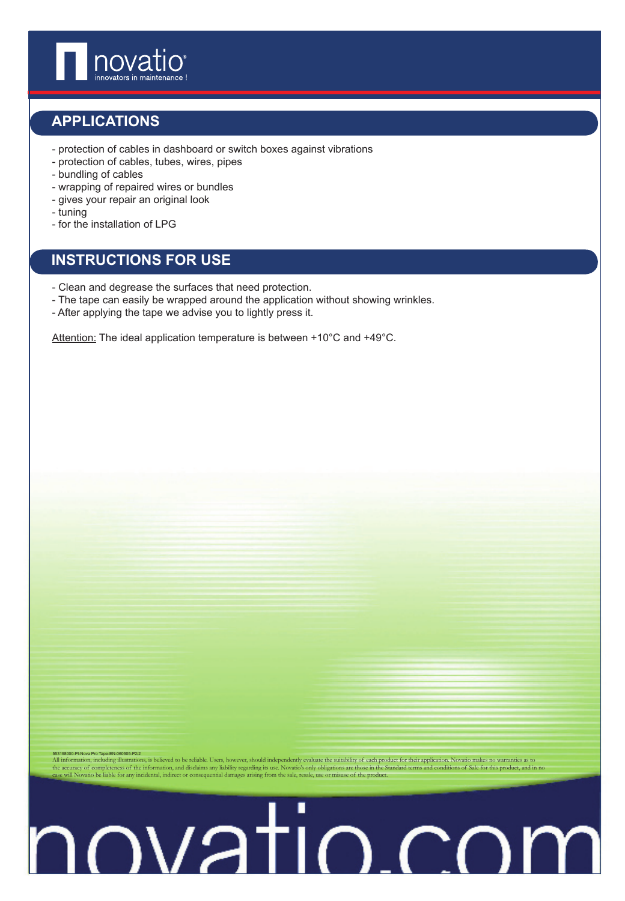## APPLICATIONS

- protection of cables in dashboard or switch boxes against vibrations
- protection of cables, tubes, wires, pipes
- bundling of cables
- wrapping of repaired wires or bundles
- gives your repair an original look
- tuning
- for the installation of LPG

## INSTRUCTIONS FOR USE

- Clean and degrease the surfaces that need protection.
- The tape can easily be wrapped around the application without showing wrinkles.
- After applying the tape we advise you to lightly press it.

Attention: The ideal application temperature is between +10°C and +49°C.

553198000-PI-Nova Pro Tape-EN-060505-P2/2

All information, including illustrations, is believed to be reliable. Users, however, should independently evaluate the suitability of each product for their application. Novatio makes no warranties as to the accuracy of completeness of the information, and disclaims any liability regarding its use. Novatio's only obligations are those in the Standard terms and conditions of Sale for this product, and in no case will Novatio be liable for any incidental, indirect or consequential damages arising from the sale, resale, use or misuse of the product.

novatio.com